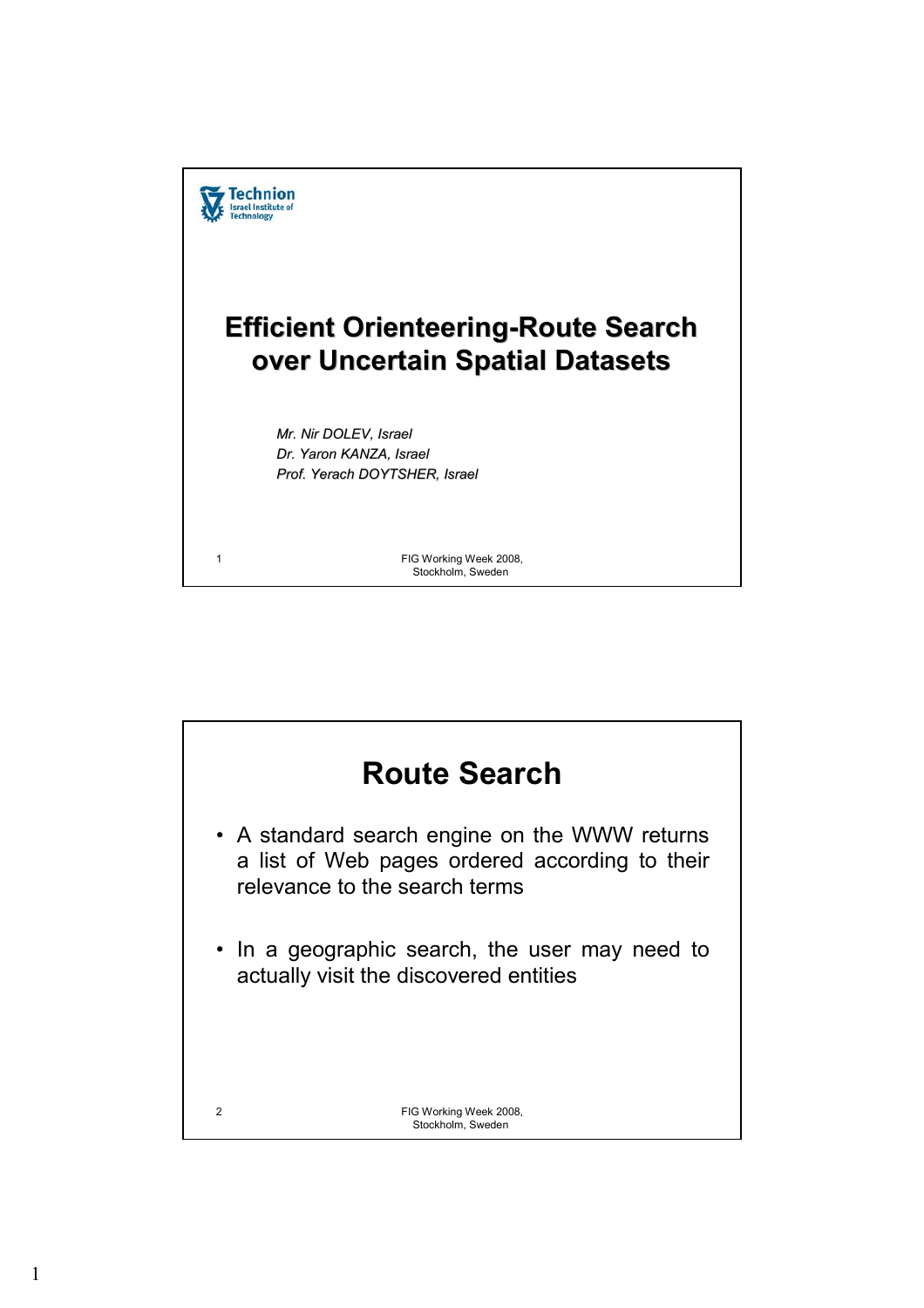Technion
Israel Institute of Technology

# Efficient Orienteering-Route Search over Uncertain Spatial Datasets

*Mr. Nir DOLEV, Israel*
*Dr. Yaron KANZA, Israel*
*Prof. Yerach DOYTSHER, Israel*

FIG Working Week 2008, Stockholm, Sweden

## Route Search

- A standard search engine on the WWW returns a list of Web pages ordered according to their relevance to the search terms
- In a geographic search, the user may need to actually visit the discovered entities

FIG Working Week 2008, Stockholm, Sweden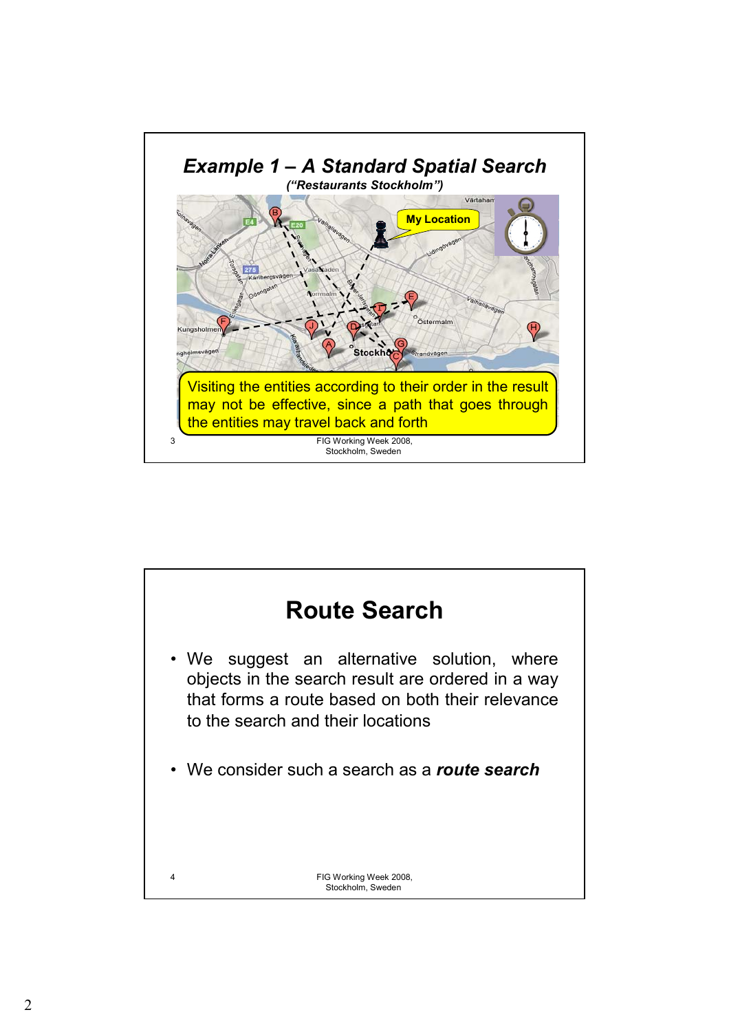## Example 1 – A Standard Spatial Search

*("Restaurants Stockholm")*

Visiting the entities according to their order in the result may not be effective, since a path that goes through the entities may travel back and forth

## Route Search

- We suggest an alternative solution, where objects in the search result are ordered in a way that forms a route based on both their relevance to the search and their locations
- We consider such a search as a ***route search***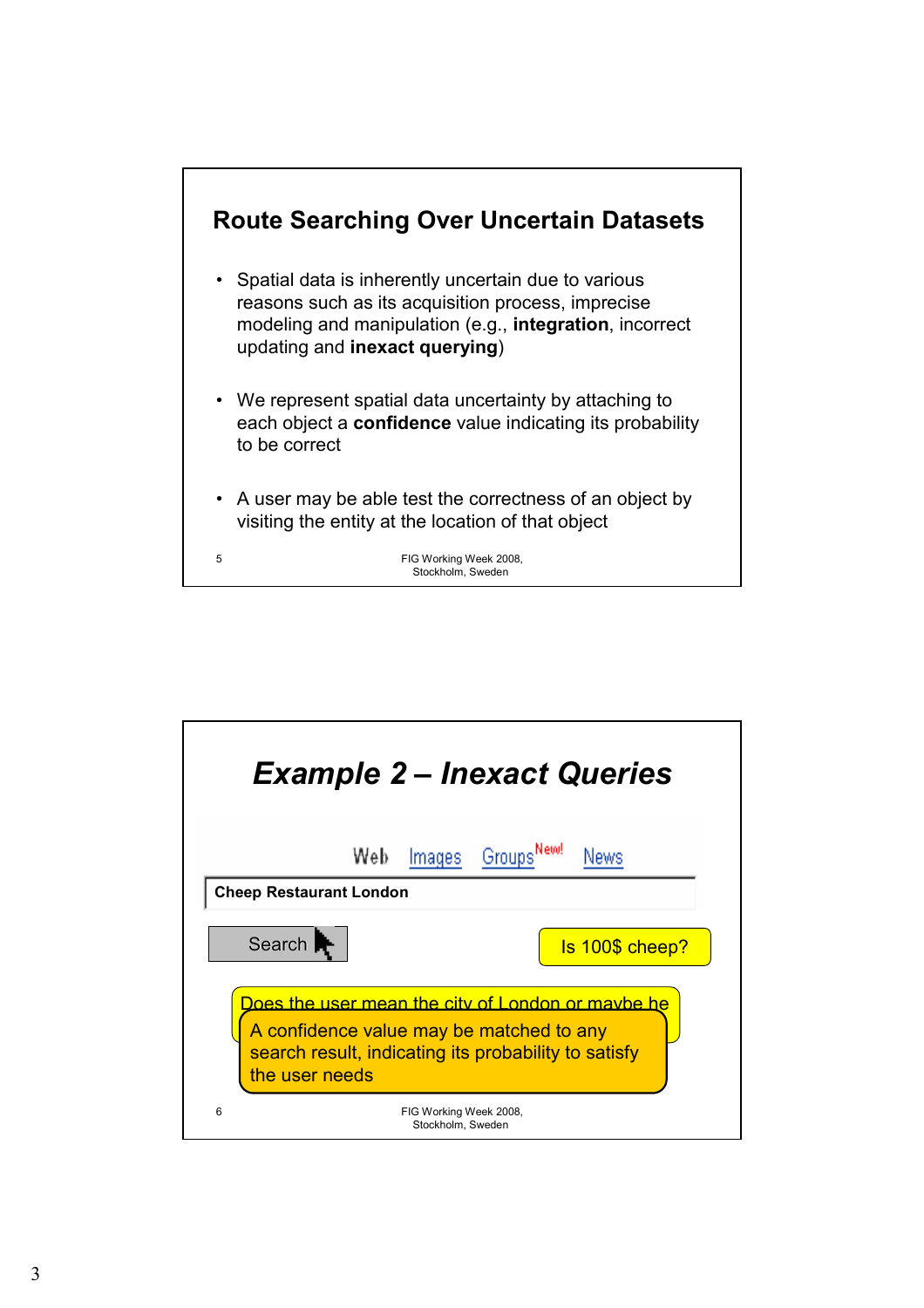## Route Searching Over Uncertain Datasets

- Spatial data is inherently uncertain due to various reasons such as its acquisition process, imprecise modeling and manipulation (e.g., **integration**, incorrect updating and **inexact querying**)
- We represent spatial data uncertainty by attaching to each object a **confidence** value indicating its probability to be correct
- A user may be able test the correctness of an object by visiting the entity at the location of that object

## *Example 2 – Inexact Queries*

Web Images Groups New! News

**Cheep Restaurant London**

Search

Is 100$ cheep?

Does the user mean the city of London or maybe he

A confidence value may be matched to any search result, indicating its probability to satisfy the user needs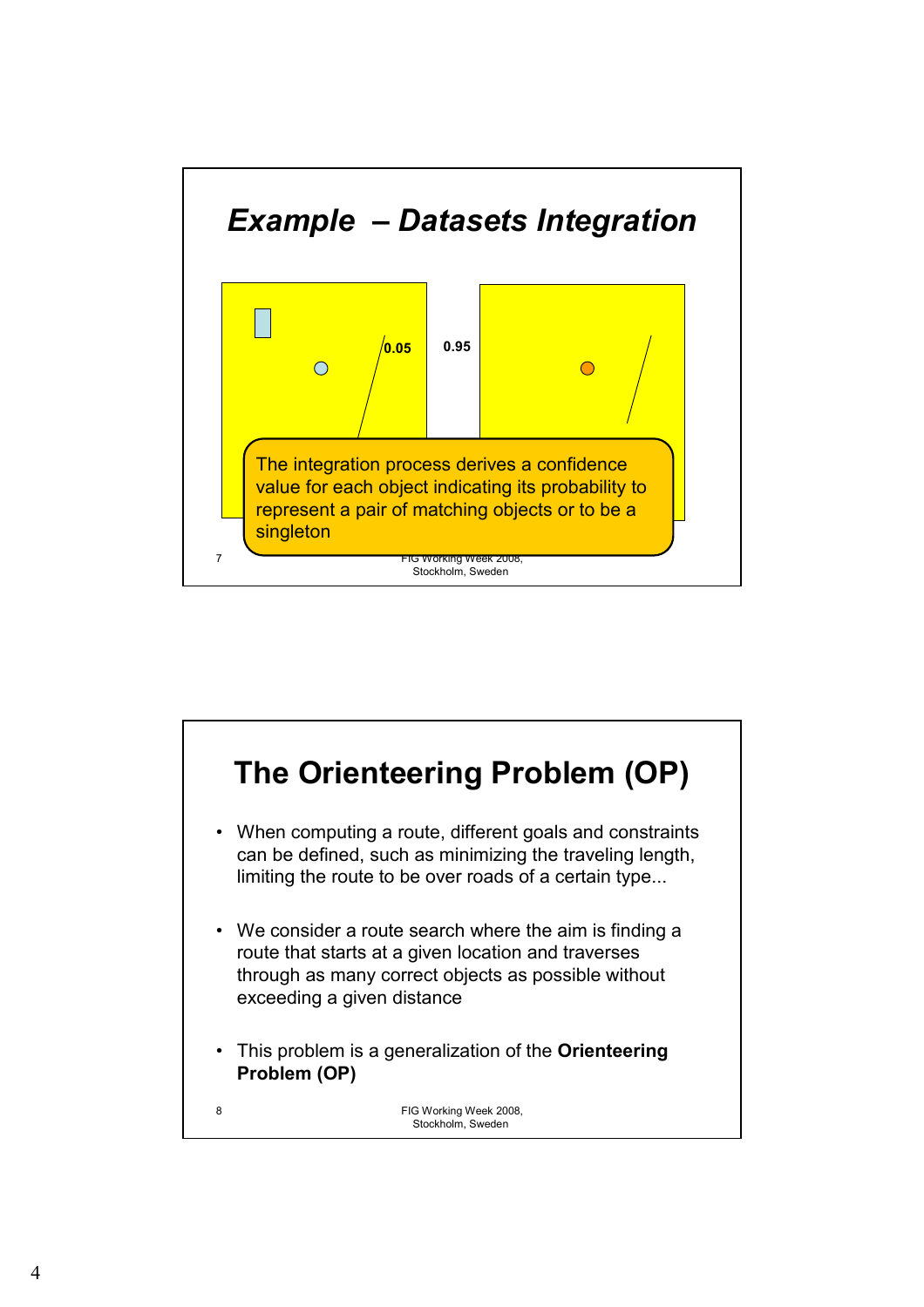## *Example – Datasets Integration*

0.05

0.95

The integration process derives a confidence value for each object indicating its probability to represent a pair of matching objects or to be a singleton

## The Orienteering Problem (OP)

- When computing a route, different goals and constraints can be defined, such as minimizing the traveling length, limiting the route to be over roads of a certain type...
- We consider a route search where the aim is finding a route that starts at a given location and traverses through as many correct objects as possible without exceeding a given distance
- This problem is a generalization of the **Orienteering Problem (OP)**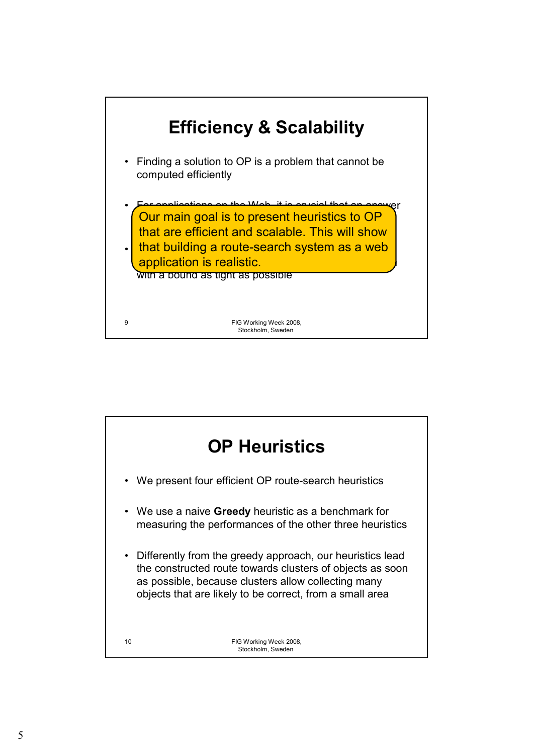# Efficiency & Scalability

- Finding a solution to OP is a problem that cannot be computed efficiently
- For applications on the Web, it is crucial that an answer
- 
  with a bound as tight as possible

Our main goal is to present heuristics to OP that are efficient and scalable. This will show that building a route-search system as a web application is realistic.

# OP Heuristics

- We present four efficient OP route-search heuristics
- We use a naive **Greedy** heuristic as a benchmark for measuring the performances of the other three heuristics
- Differently from the greedy approach, our heuristics lead the constructed route towards clusters of objects as soon as possible, because clusters allow collecting many objects that are likely to be correct, from a small area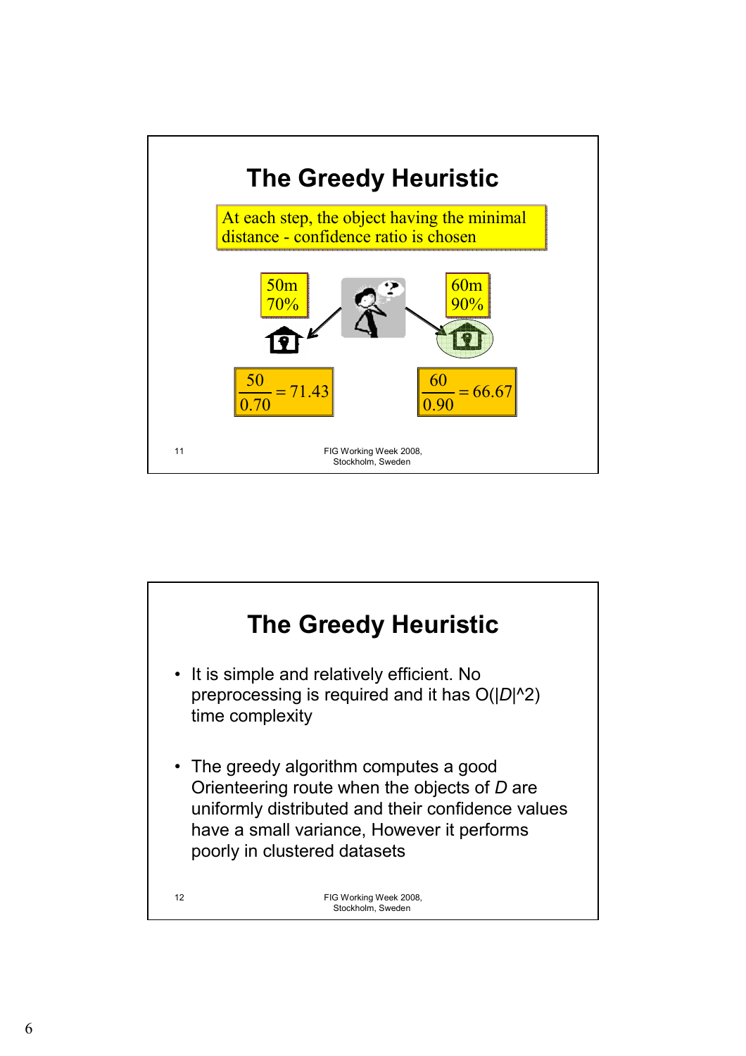# The Greedy Heuristic

At each step, the object having the minimal distance - confidence ratio is chosen

50m
70%

60m
90%

$$\frac{50}{0.70} = 71.43$$

$$\frac{60}{0.90} = 66.67$$

# The Greedy Heuristic

- It is simple and relatively efficient. No preprocessing is required and it has O(|*D*|^2) time complexity

- The greedy algorithm computes a good Orienteering route when the objects of *D* are uniformly distributed and their confidence values have a small variance, However it performs poorly in clustered datasets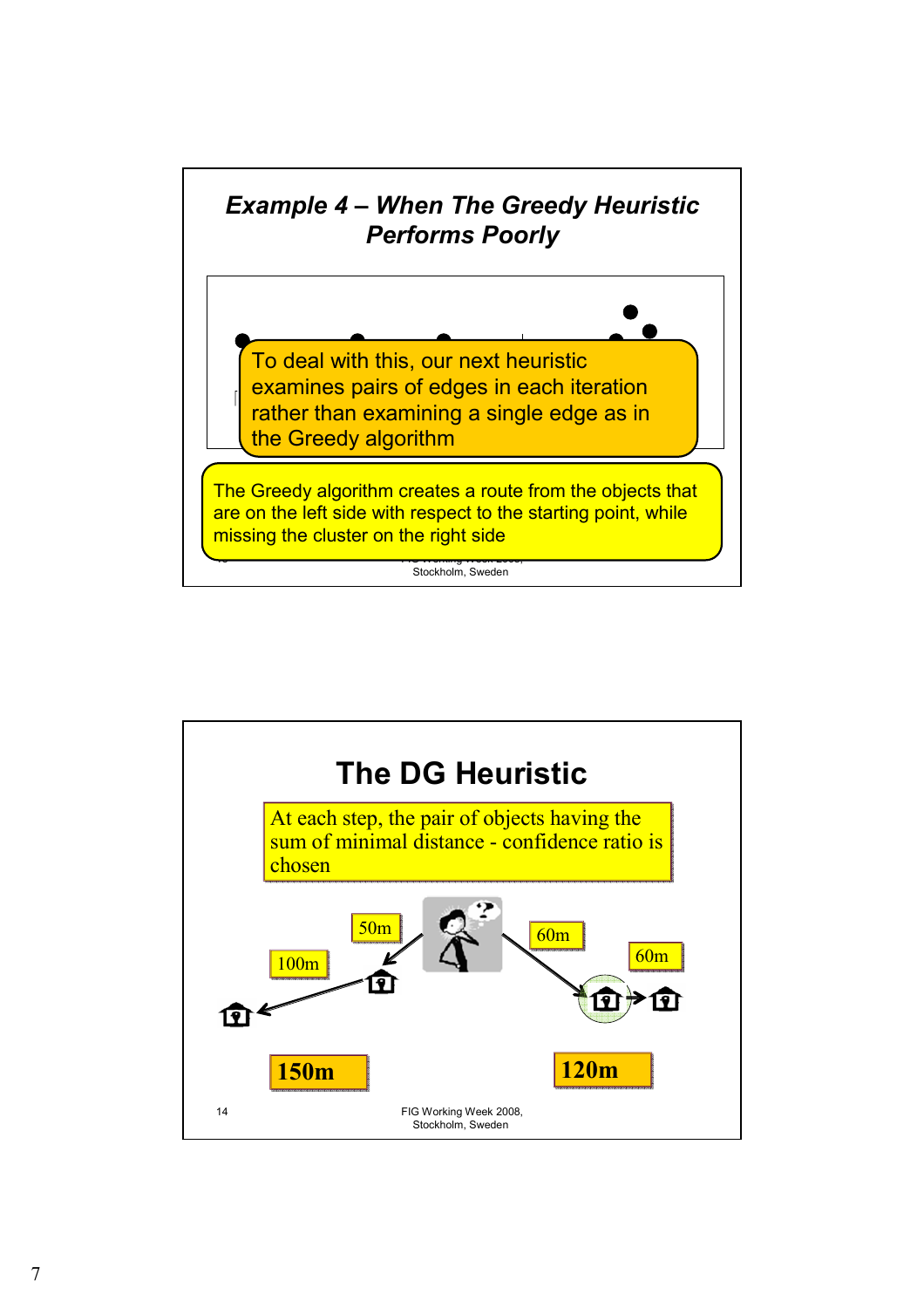## *Example 4 – When The Greedy Heuristic Performs Poorly*

To deal with this, our next heuristic examines pairs of edges in each iteration rather than examining a single edge as in the Greedy algorithm

The Greedy algorithm creates a route from the objects that are on the left side with respect to the starting point, while missing the cluster on the right side

## The DG Heuristic

At each step, the pair of objects having the sum of minimal distance - confidence ratio is chosen

50m

100m

60m

60m

150m

120m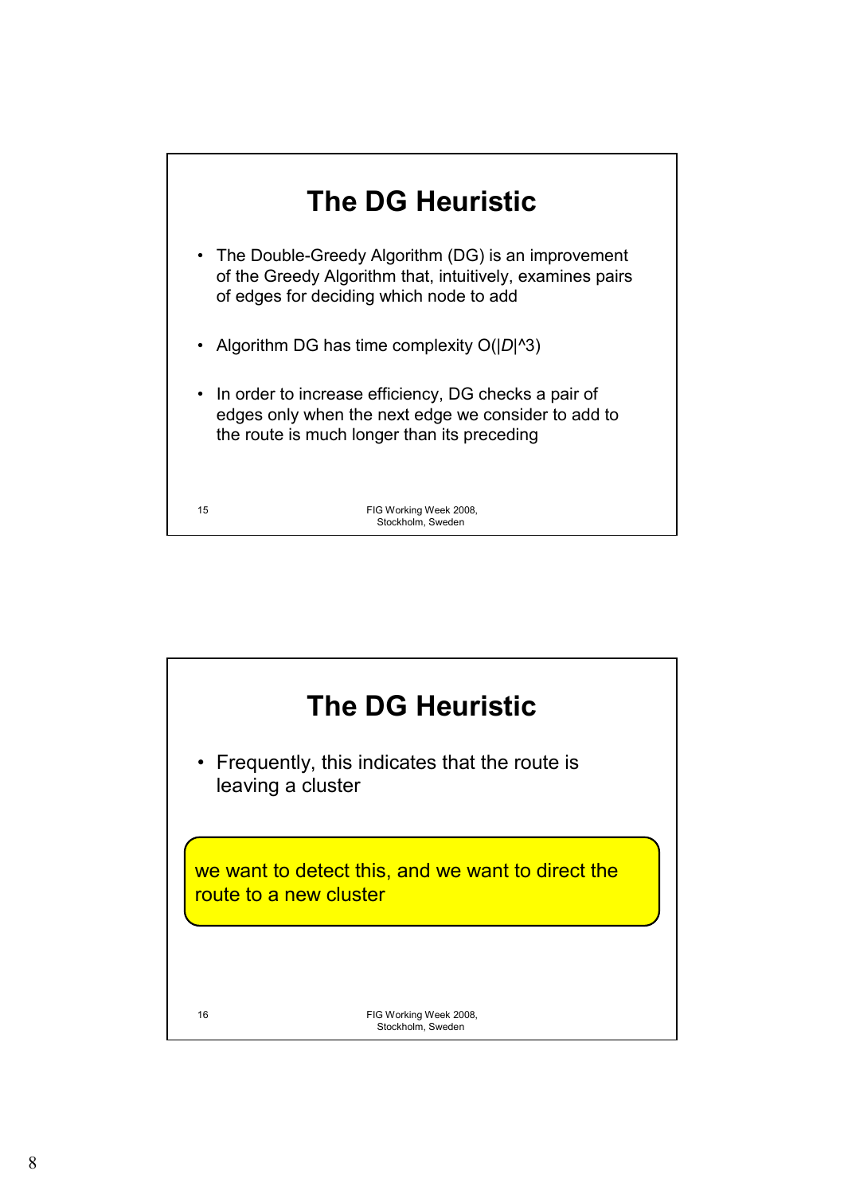## The DG Heuristic

- The Double-Greedy Algorithm (DG) is an improvement of the Greedy Algorithm that, intuitively, examines pairs of edges for deciding which node to add
- Algorithm DG has time complexity $O(|D|^3)$
- In order to increase efficiency, DG checks a pair of edges only when the next edge we consider to add to the route is much longer than its preceding

## The DG Heuristic

- Frequently, this indicates that the route is leaving a cluster

we want to detect this, and we want to direct the route to a new cluster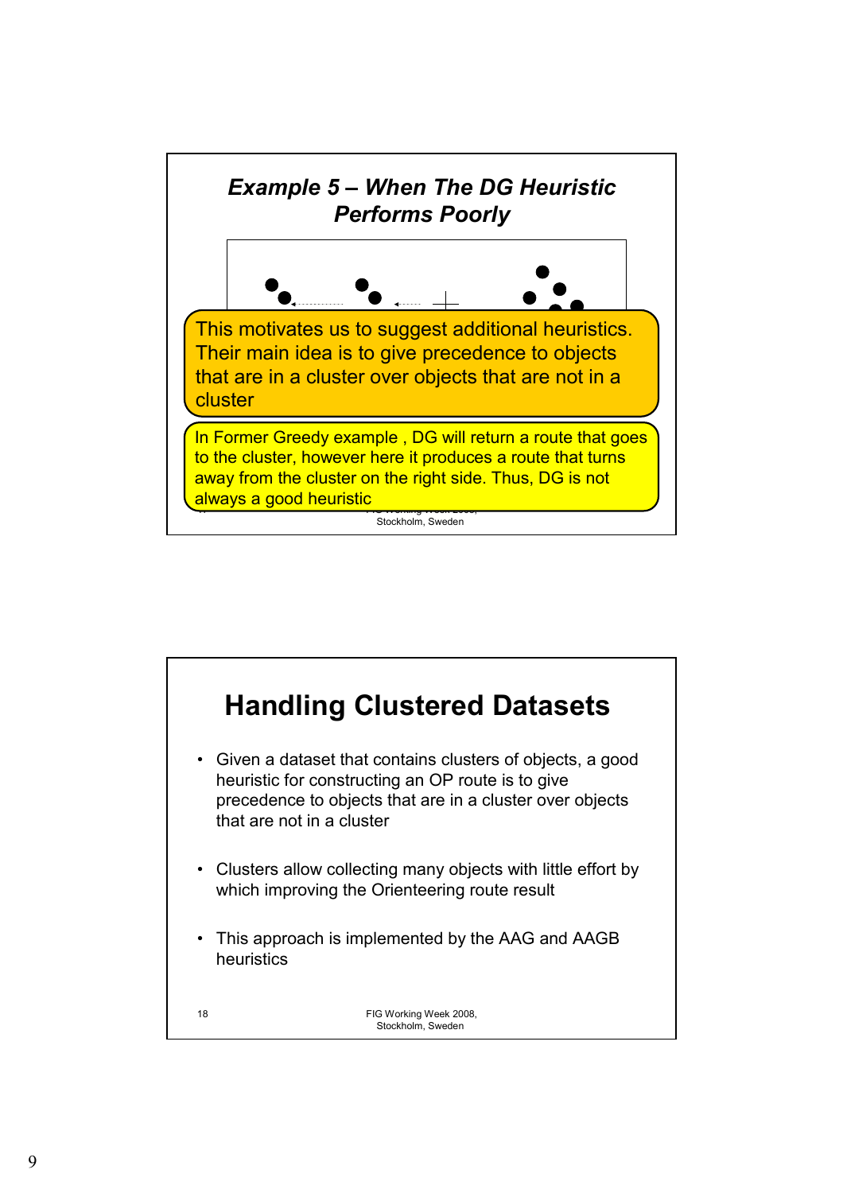## *Example 5 – When The DG Heuristic Performs Poorly*

This motivates us to suggest additional heuristics. Their main idea is to give precedence to objects that are in a cluster over objects that are not in a cluster

In Former Greedy example , DG will return a route that goes to the cluster, however here it produces a route that turns away from the cluster on the right side. Thus, DG is not always a good heuristic

## Handling Clustered Datasets

- Given a dataset that contains clusters of objects, a good heuristic for constructing an OP route is to give precedence to objects that are in a cluster over objects that are not in a cluster
- Clusters allow collecting many objects with little effort by which improving the Orienteering route result
- This approach is implemented by the AAG and AAGB heuristics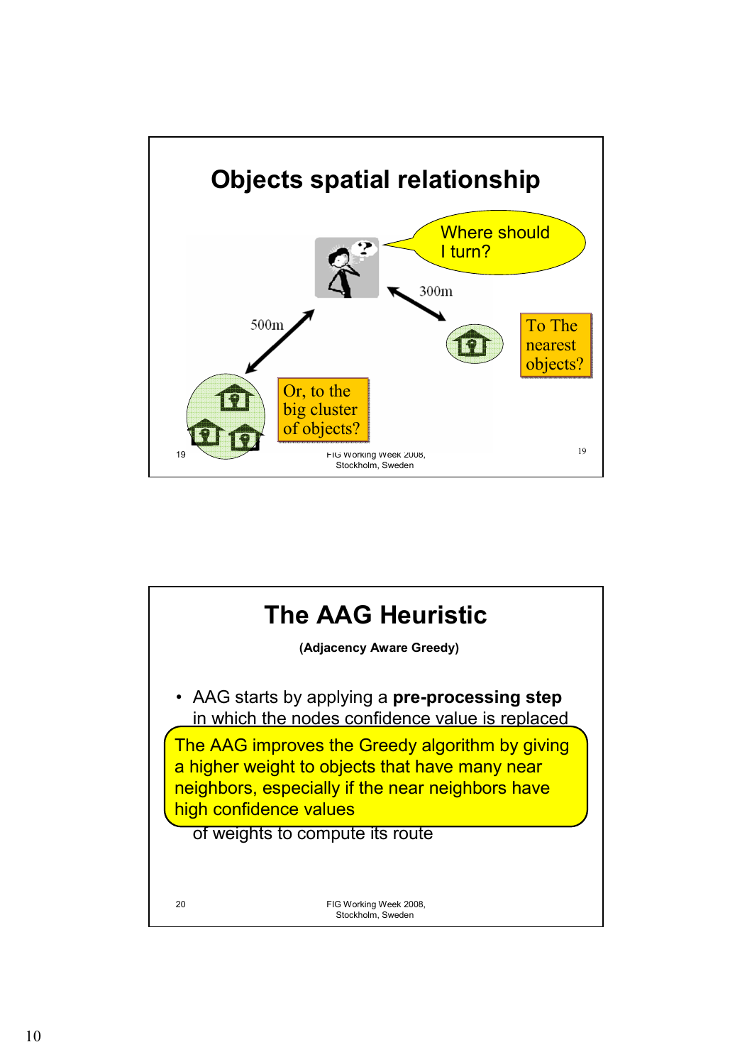## Objects spatial relationship

Where should I turn?

300m

500m

To The nearest objects?

Or, to the big cluster of objects?

## The AAG Heuristic

**(Adjacency Aware Greedy)**

- AAG starts by applying a **pre-processing step** in which the nodes confidence value is replaced

The AAG improves the Greedy algorithm by giving a higher weight to objects that have many near neighbors, especially if the near neighbors have high confidence values

of weights to compute its route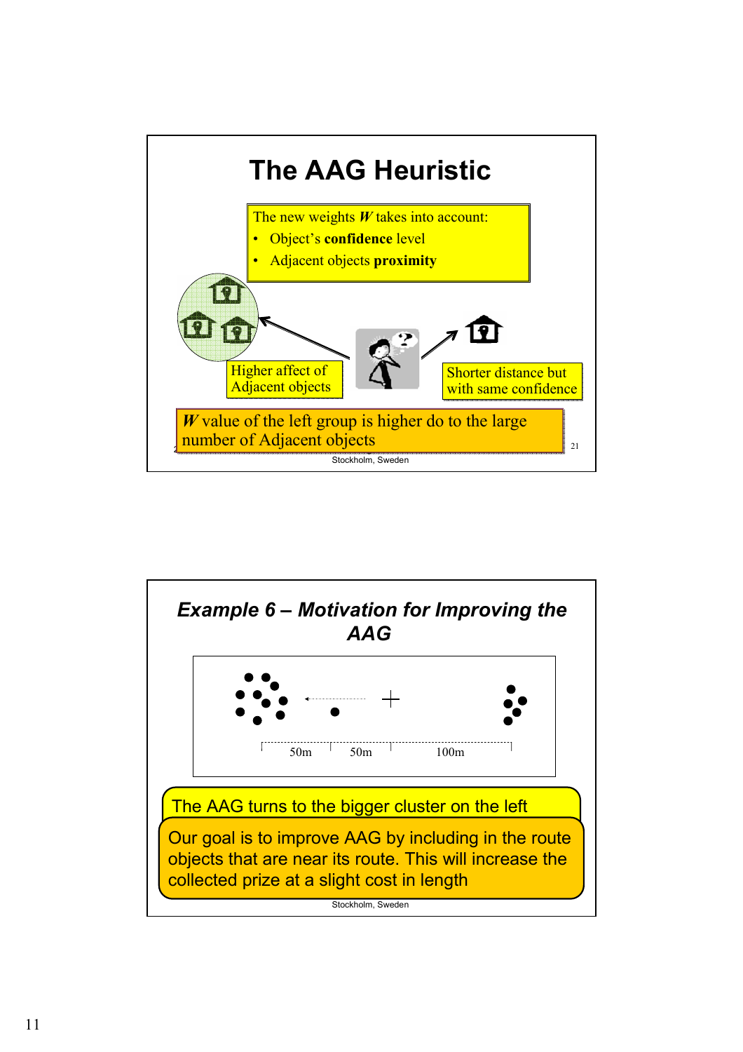# The AAG Heuristic

The new weights $W$ takes into account:

- Object's **confidence** level
- Adjacent objects **proximity**

Higher affect of Adjacent objects

Shorter distance but with same confidence

$W$ value of the left group is higher do to the large number of Adjacent objects

## *Example 6 – Motivation for Improving the AAG*

50m 50m 100m

The AAG turns to the bigger cluster on the left

Our goal is to improve AAG by including in the route objects that are near its route. This will increase the collected prize at a slight cost in length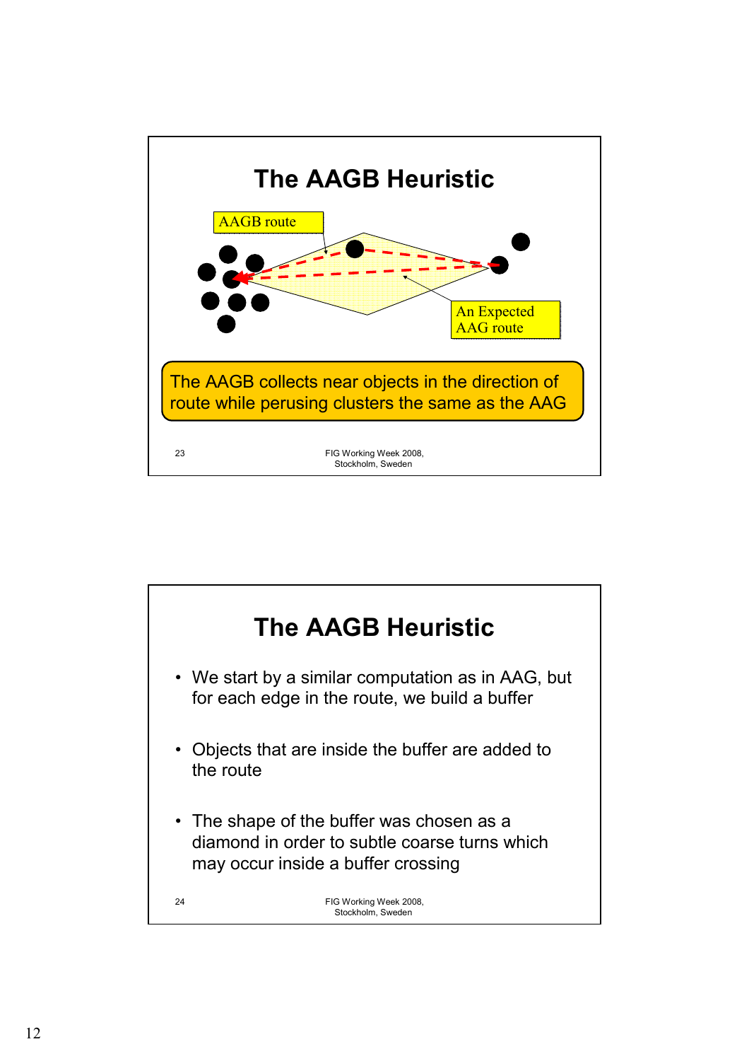# The AAGB Heuristic

AAGB route

An Expected AAG route

The AAGB collects near objects in the direction of route while perusing clusters the same as the AAG

# The AAGB Heuristic

- We start by a similar computation as in AAG, but for each edge in the route, we build a buffer
- Objects that are inside the buffer are added to the route
- The shape of the buffer was chosen as a diamond in order to subtle coarse turns which may occur inside a buffer crossing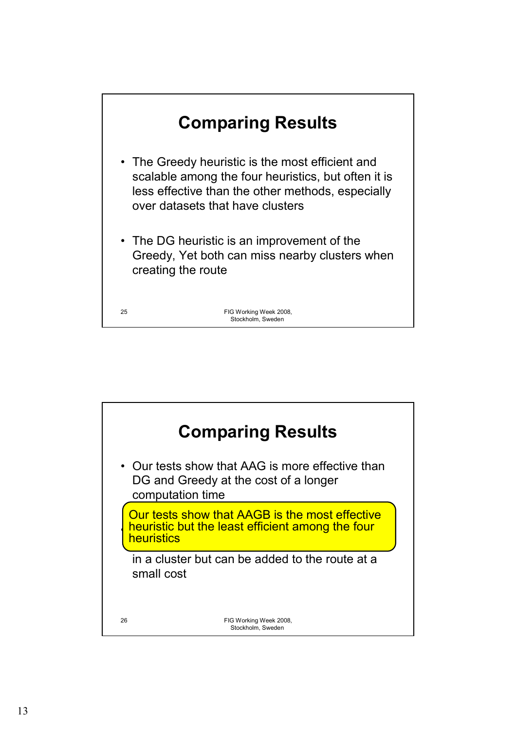## Comparing Results

- The Greedy heuristic is the most efficient and scalable among the four heuristics, but often it is less effective than the other methods, especially over datasets that have clusters
- The DG heuristic is an improvement of the Greedy, Yet both can miss nearby clusters when creating the route

## Comparing Results

- Our tests show that AAG is more effective than DG and Greedy at the cost of a longer computation time

Our tests show that AAGB is the most effective heuristic but the least efficient among the four heuristics

in a cluster but can be added to the route at a small cost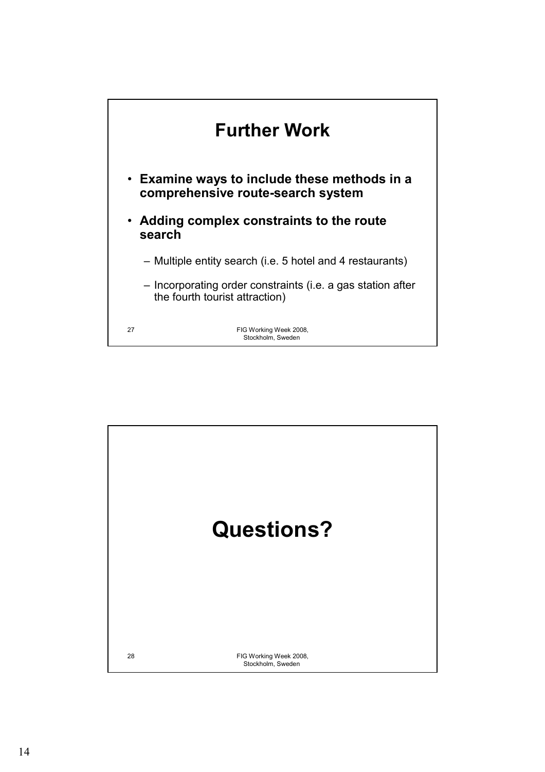## Further Work

- **Examine ways to include these methods in a comprehensive route-search system**
- **Adding complex constraints to the route search**
  - Multiple entity search (i.e. 5 hotel and 4 restaurants)
  - Incorporating order constraints (i.e. a gas station after the fourth tourist attraction)

## Questions?